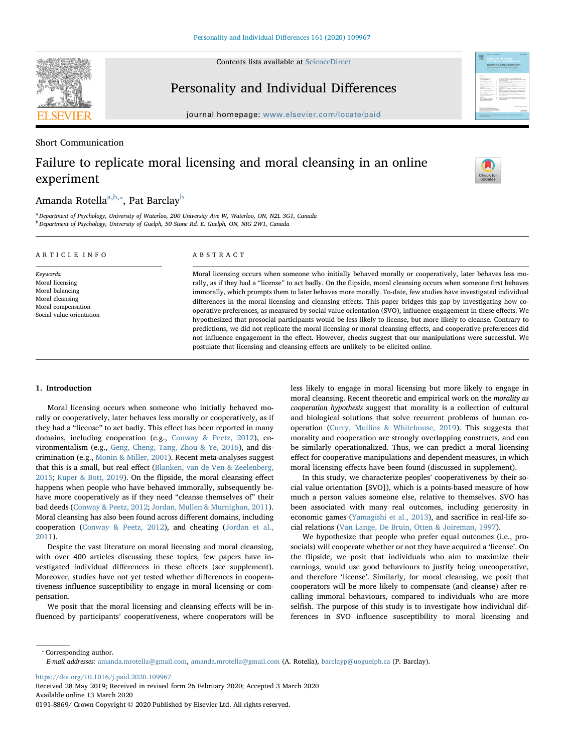Short Communication

# Failure to replicate moral licensing and moral cleansing in an online experiment

Amanda Rotella[a,b,*], Pat Barclay[b]

[a] Department of Psychology, University of Waterloo, 200 University Ave W, Waterloo, ON, N2L 3G1, Canada
[b] Department of Psychology, University of Guelph, 50 Stone Rd. E. Guelph, ON, NIG 2W1, Canada

ARTICLE INFO

*Keywords:*
Moral licensing
Moral balancing
Moral cleansing
Moral compensation
Social value orientation

ABSTRACT

Moral licensing occurs when someone who initially behaved morally or cooperatively, later behaves less morally, as if they had a "license" to act badly. On the flipside, moral cleansing occurs when someone first behaves immorally, which prompts them to later behaves more morally. To-date, few studies have investigated individual differences in the moral licensing and cleansing effects. This paper bridges this gap by investigating how cooperative preferences, as measured by social value orientation (SVO), influence engagement in these effects. We hypothesized that prosocial participants would be less likely to license, but more likely to cleanse. Contrary to predictions, we did not replicate the moral licensing or moral cleansing effects, and cooperative preferences did not influence engagement in the effect. However, checks suggest that our manipulations were successful. We postulate that licensing and cleansing effects are unlikely to be elicited online.

## 1. Introduction

Moral licensing occurs when someone who initially behaved morally or cooperatively, later behaves less morally or cooperatively, as if they had a "license" to act badly. This effect has been reported in many domains, including cooperation (e.g., Conway & Peetz, 2012), environmentalism (e.g., Geng, Cheng, Tang, Zhou & Ye, 2016), and discrimination (e.g., Monin & Miller, 2001). Recent meta-analyses suggest that this is a small, but real effect (Blanken, van de Ven & Zeelenberg, 2015; Kuper & Bott, 2019). On the flipside, the moral cleansing effect happens when people who have behaved immorally, subsequently behave more cooperatively as if they need "cleanse themselves of" their bad deeds (Conway & Peetz, 2012; Jordan, Mullen & Murnighan, 2011). Moral cleansing has also been found across different domains, including cooperation (Conway & Peetz, 2012), and cheating (Jordan et al., 2011).

Despite the vast literature on moral licensing and moral cleansing, with over 400 articles discussing these topics, few papers have investigated individual differences in these effects (see supplement). Moreover, studies have not yet tested whether differences in cooperativeness influence susceptibility to engage in moral licensing or compensation.

We posit that the moral licensing and cleansing effects will be influenced by participants' cooperativeness, where cooperators will be less likely to engage in moral licensing but more likely to engage in moral cleansing. Recent theoretic and empirical work on the *morality as cooperation hypothesis* suggest that morality is a collection of cultural and biological solutions that solve recurrent problems of human cooperation (Curry, Mullins & Whitehouse, 2019). This suggests that morality and cooperation are strongly overlapping constructs, and can be similarly operationalized. Thus, we can predict a moral licensing effect for cooperative manipulations and dependent measures, in which moral licensing effects have been found (discussed in supplement).

In this study, we characterize peoples' cooperativeness by their social value orientation [SVO]), which is a points-based measure of how much a person values someone else, relative to themselves. SVO has been associated with many real outcomes, including generosity in economic games (Yamagishi et al., 2013), and sacrifice in real-life social relations (Van Lange, De Bruin, Otten & Joireman, 1997).

We hypothesize that people who prefer equal outcomes (i.e., prosocials) will cooperate whether or not they have acquired a 'license'. On the flipside, we posit that individuals who aim to maximize their earnings, would use good behaviours to justify being uncooperative, and therefore 'license'. Similarly, for moral cleansing, we posit that cooperators will be more likely to compensate (and cleanse) after recalling immoral behaviours, compared to individuals who are more selfish. The purpose of this study is to investigate how individual differences in SVO influence susceptibility to moral licensing and

---

* Corresponding author.
*E-mail addresses:* amanda.mrotella@gmail.com, amanda.mrotella@gmail.com (A. Rotella), barclayp@uoguelph.ca (P. Barclay).

https://doi.org/10.1016/j.paid.2020.109967
Received 28 May 2019; Received in revised form 26 February 2020; Accepted 3 March 2020
Available online 13 March 2020
0191-8869/ Crown Copyright © 2020 Published by Elsevier Ltd. All rights reserved.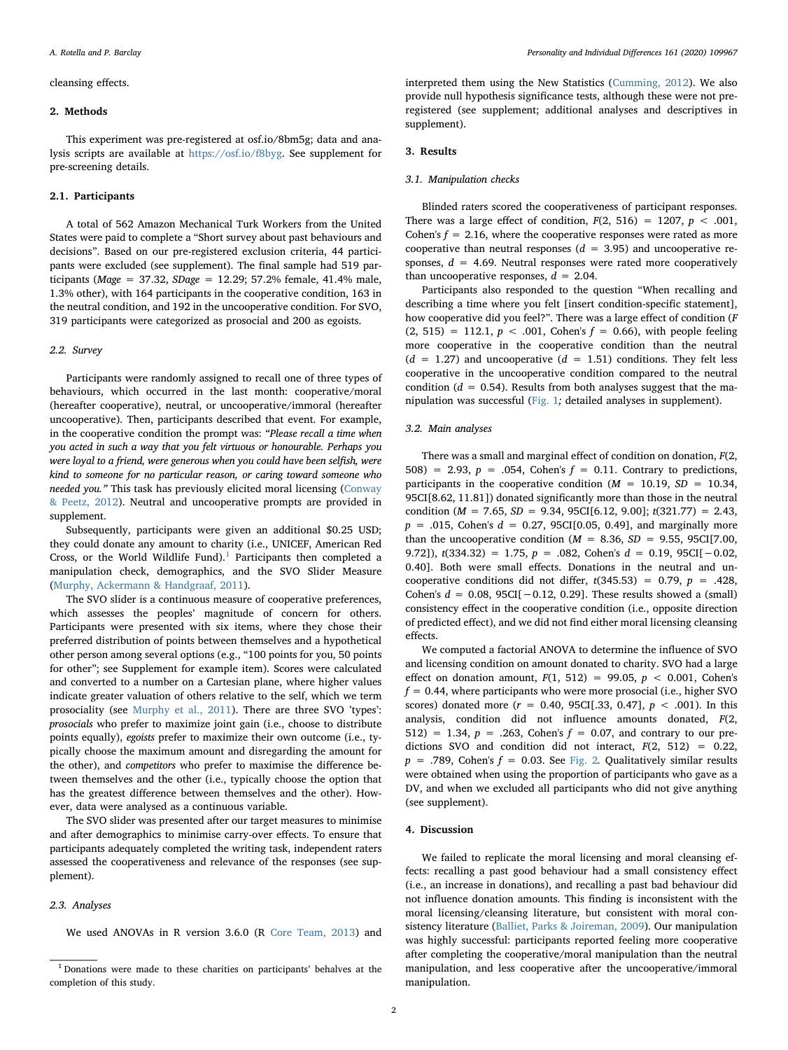cleansing effects.

## 2. Methods

This experiment was pre-registered at osf.io/8bm5g; data and analysis scripts are available at https://osf.io/f8byg. See supplement for pre-screening details.

### 2.1. Participants

A total of 562 Amazon Mechanical Turk Workers from the United States were paid to complete a "Short survey about past behaviours and decisions". Based on our pre-registered exclusion criteria, 44 participants were excluded (see supplement). The final sample had 519 participants ($M_{age}$ = 37.32, $SD_{age}$ = 12.29; 57.2% female, 41.4% male, 1.3% other), with 164 participants in the cooperative condition, 163 in the neutral condition, and 192 in the uncooperative condition. For SVO, 319 participants were categorized as prosocial and 200 as egoists.

### 2.2. Survey

Participants were randomly assigned to recall one of three types of behaviours, which occurred in the last month: cooperative/moral (hereafter cooperative), neutral, or uncooperative/immoral (hereafter uncooperative). Then, participants described that event. For example, in the cooperative condition the prompt was: *"Please recall a time when you acted in such a way that you felt virtuous or honourable. Perhaps you were loyal to a friend, were generous when you could have been selfish, were kind to someone for no particular reason, or caring toward someone who needed you."* This task has previously elicited moral licensing (Conway & Peetz, 2012). Neutral and uncooperative prompts are provided in supplement.

Subsequently, participants were given an additional $0.25 USD; they could donate any amount to charity (i.e., UNICEF, American Red Cross, or the World Wildlife Fund).[1] Participants then completed a manipulation check, demographics, and the SVO Slider Measure (Murphy, Ackermann & Handgraaf, 2011).

The SVO slider is a continuous measure of cooperative preferences, which assesses the peoples' magnitude of concern for others. Participants were presented with six items, where they chose their preferred distribution of points between themselves and a hypothetical other person among several options (e.g., "100 points for you, 50 points for other"; see Supplement for example item). Scores were calculated and converted to a number on a Cartesian plane, where higher values indicate greater valuation of others relative to the self, which we term prosociality (see Murphy et al., 2011). There are three SVO 'types': *prosocials* who prefer to maximize joint gain (i.e., choose to distribute points equally), *egoists* prefer to maximize their own outcome (i.e., typically choose the maximum amount and disregarding the amount for the other), and *competitors* who prefer to maximise the difference between themselves and the other (i.e., typically choose the option that has the greatest difference between themselves and the other). However, data were analysed as a continuous variable.

The SVO slider was presented after our target measures to minimise and after demographics to minimise carry-over effects. To ensure that participants adequately completed the writing task, independent raters assessed the cooperativeness and relevance of the responses (see supplement).

### 2.3. Analyses

We used ANOVAs in R version 3.6.0 (R Core Team, 2013) and interpreted them using the New Statistics (Cumming, 2012). We also provide null hypothesis significance tests, although these were not pre-registered (see supplement; additional analyses and descriptives in supplement).

[1] Donations were made to these charities on participants' behalves at the completion of this study.

## 3. Results

### 3.1. Manipulation checks

Blinded raters scored the cooperativeness of participant responses. There was a large effect of condition, $F(2, 516) = 1207$, $p < .001$, Cohen's $f = 2.16$, where the cooperative responses were rated as more cooperative than neutral responses ($d = 3.95$) and uncooperative responses, $d = 4.69$. Neutral responses were rated more cooperatively than uncooperative responses, $d = 2.04$.

Participants also responded to the question "When recalling and describing a time where you felt [insert condition-specific statement], how cooperative did you feel?". There was a large effect of condition ($F(2, 515) = 112.1$, $p < .001$, Cohen's $f = 0.66$), with people feeling more cooperative in the cooperative condition than the neutral ($d = 1.27$) and uncooperative ($d = 1.51$) conditions. They felt less cooperative in the uncooperative condition compared to the neutral condition ($d = 0.54$). Results from both analyses suggest that the manipulation was successful (Fig. 1*;* detailed analyses in supplement).

### 3.2. Main analyses

There was a small and marginal effect of condition on donation, $F(2, 508) = 2.93$, $p = .054$, Cohen's $f = 0.11$. Contrary to predictions, participants in the cooperative condition ($M = 10.19$, $SD = 10.34$, 95CI[8.62, 11.81]) donated significantly more than those in the neutral condition ($M = 7.65$, $SD = 9.34$, 95CI[6.12, 9.00]; $t(321.77) = 2.43$, $p = .015$, Cohen's $d = 0.27$, 95CI[0.05, 0.49], and marginally more than the uncooperative condition ($M = 8.36$, $SD = 9.55$, 95CI[7.00, 9.72]), $t(334.32) = 1.75$, $p = .082$, Cohen's $d = 0.19$, 95CI[−0.02, 0.40]. Both were small effects. Donations in the neutral and uncooperative conditions did not differ, $t(345.53) = 0.79$, $p = .428$, Cohen's $d = 0.08$, 95CI[−0.12, 0.29]. These results showed a (small) consistency effect in the cooperative condition (i.e., opposite direction of predicted effect), and we did not find either moral licensing cleansing effects.

We computed a factorial ANOVA to determine the influence of SVO and licensing condition on amount donated to charity. SVO had a large effect on donation amount, $F(1, 512) = 99.05$, $p < 0.001$, Cohen's $f = 0.44$, where participants who were more prosocial (i.e., higher SVO scores) donated more ($r = 0.40$, 95CI[.33, 0.47], $p < .001$). In this analysis, condition did not influence amounts donated, $F(2, 512) = 1.34$, $p = .263$, Cohen's $f = 0.07$, and contrary to our predictions SVO and condition did not interact, $F(2, 512) = 0.22$, $p = .789$, Cohen's $f = 0.03$. See Fig. 2. Qualitatively similar results were obtained when using the proportion of participants who gave as a DV, and when we excluded all participants who did not give anything (see supplement).

## 4. Discussion

We failed to replicate the moral licensing and moral cleansing effects: recalling a past good behaviour had a small consistency effect (i.e., an increase in donations), and recalling a past bad behaviour did not influence donation amounts. This finding is inconsistent with the moral licensing/cleansing literature, but consistent with moral consistency literature (Balliet, Parks & Joireman, 2009). Our manipulation was highly successful: participants reported feeling more cooperative after completing the cooperative/moral manipulation than the neutral manipulation, and less cooperative after the uncooperative/immoral manipulation.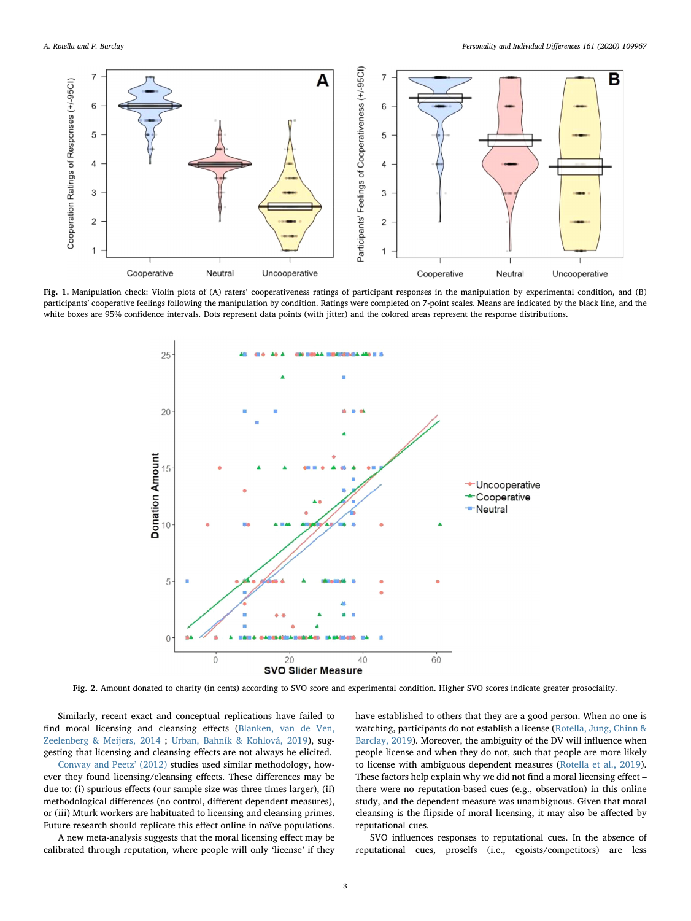**Fig. 1.** Manipulation check: Violin plots of (A) raters' cooperativeness ratings of participant responses in the manipulation by experimental condition, and (B) participants' cooperative feelings following the manipulation by condition. Ratings were completed on 7-point scales. Means are indicated by the black line, and the white boxes are 95% confidence intervals. Dots represent data points (with jitter) and the colored areas represent the response distributions.

**Fig. 2.** Amount donated to charity (in cents) according to SVO score and experimental condition. Higher SVO scores indicate greater prosociality.

Similarly, recent exact and conceptual replications have failed to find moral licensing and cleansing effects (Blanken, van de Ven, Zeelenberg & Meijers, 2014 ; Urban, Bahník & Kohlová, 2019), suggesting that licensing and cleansing effects are not always be elicited.

Conway and Peetz' (2012) studies used similar methodology, however they found licensing/cleansing effects. These differences may be due to: (i) spurious effects (our sample size was three times larger), (ii) methodological differences (no control, different dependent measures), or (iii) Mturk workers are habituated to licensing and cleansing primes. Future research should replicate this effect online in naïve populations.

A new meta-analysis suggests that the moral licensing effect may be calibrated through reputation, where people will only 'license' if they have established to others that they are a good person. When no one is watching, participants do not establish a license (Rotella, Jung, Chinn & Barclay, 2019). Moreover, the ambiguity of the DV will influence when people license and when they do not, such that people are more likely to license with ambiguous dependent measures (Rotella et al., 2019). These factors help explain why we did not find a moral licensing effect – there were no reputation-based cues (e.g., observation) in this online study, and the dependent measure was unambiguous. Given that moral cleansing is the flipside of moral licensing, it may also be affected by reputational cues.

SVO influences responses to reputational cues. In the absence of reputational cues, proselfs (i.e., egoists/competitors) are less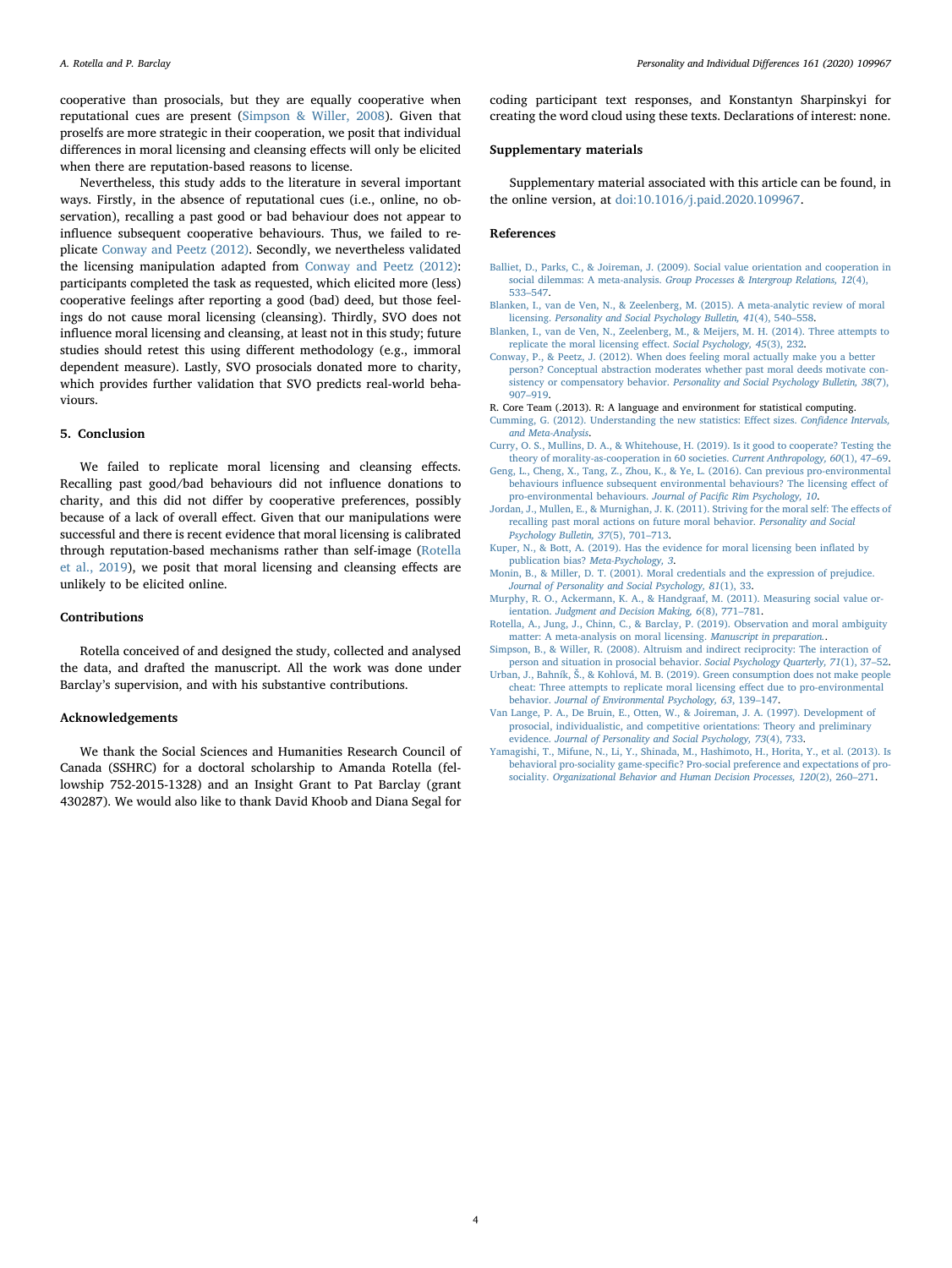cooperative than prosocials, but they are equally cooperative when reputational cues are present (Simpson & Willer, 2008). Given that proselfs are more strategic in their cooperation, we posit that individual differences in moral licensing and cleansing effects will only be elicited when there are reputation-based reasons to license.

Nevertheless, this study adds to the literature in several important ways. Firstly, in the absence of reputational cues (i.e., online, no observation), recalling a past good or bad behaviour does not appear to influence subsequent cooperative behaviours. Thus, we failed to replicate Conway and Peetz (2012). Secondly, we nevertheless validated the licensing manipulation adapted from Conway and Peetz (2012): participants completed the task as requested, which elicited more (less) cooperative feelings after reporting a good (bad) deed, but those feelings do not cause moral licensing (cleansing). Thirdly, SVO does not influence moral licensing and cleansing, at least not in this study; future studies should retest this using different methodology (e.g., immoral dependent measure). Lastly, SVO prosocials donated more to charity, which provides further validation that SVO predicts real-world behaviours.

## 5. Conclusion

We failed to replicate moral licensing and cleansing effects. Recalling past good/bad behaviours did not influence donations to charity, and this did not differ by cooperative preferences, possibly because of a lack of overall effect. Given that our manipulations were successful and there is recent evidence that moral licensing is calibrated through reputation-based mechanisms rather than self-image (Rotella et al., 2019), we posit that moral licensing and cleansing effects are unlikely to be elicited online.

## Contributions

Rotella conceived of and designed the study, collected and analysed the data, and drafted the manuscript. All the work was done under Barclay's supervision, and with his substantive contributions.

## Acknowledgements

We thank the Social Sciences and Humanities Research Council of Canada (SSHRC) for a doctoral scholarship to Amanda Rotella (fellowship 752-2015-1328) and an Insight Grant to Pat Barclay (grant 430287). We would also like to thank David Khoob and Diana Segal for coding participant text responses, and Konstantyn Sharpinskyi for creating the word cloud using these texts. Declarations of interest: none.

## Supplementary materials

Supplementary material associated with this article can be found, in the online version, at doi:10.1016/j.paid.2020.109967.

## References

Balliet, D., Parks, C., & Joireman, J. (2009). Social value orientation and cooperation in social dilemmas: A meta-analysis. *Group Processes & Intergroup Relations, 12*(4), 533–547.

Blanken, I., van de Ven, N., & Zeelenberg, M. (2015). A meta-analytic review of moral licensing. *Personality and Social Psychology Bulletin, 41*(4), 540–558.

Blanken, I., van de Ven, N., Zeelenberg, M., & Meijers, M. H. (2014). Three attempts to replicate the moral licensing effect. *Social Psychology, 45*(3), 232.

Conway, P., & Peetz, J. (2012). When does feeling moral actually make you a better person? Conceptual abstraction moderates whether past moral deeds motivate consistency or compensatory behavior. *Personality and Social Psychology Bulletin, 38*(7), 907–919.

R. Core Team (.2013). R: A language and environment for statistical computing.

Cumming, G. (2012). Understanding the new statistics: Effect sizes. *Confidence Intervals, and Meta-Analysis*.

Curry, O. S., Mullins, D. A., & Whitehouse, H. (2019). Is it good to cooperate? Testing the theory of morality-as-cooperation in 60 societies. *Current Anthropology, 60*(1), 47–69.

Geng, L., Cheng, X., Tang, Z., Zhou, K., & Ye, L. (2016). Can previous pro-environmental behaviours influence subsequent environmental behaviours? The licensing effect of pro-environmental behaviours. *Journal of Pacific Rim Psychology, 10*.

Jordan, J., Mullen, E., & Murnighan, J. K. (2011). Striving for the moral self: The effects of recalling past moral actions on future moral behavior. *Personality and Social Psychology Bulletin, 37*(5), 701–713.

Kuper, N., & Bott, A. (2019). Has the evidence for moral licensing been inflated by publication bias? *Meta-Psychology, 3*.

Monin, B., & Miller, D. T. (2001). Moral credentials and the expression of prejudice. *Journal of Personality and Social Psychology, 81*(1), 33.

Murphy, R. O., Ackermann, K. A., & Handgraaf, M. (2011). Measuring social value orientation. *Judgment and Decision Making, 6*(8), 771–781.

Rotella, A., Jung, J., Chinn, C., & Barclay, P. (2019). Observation and moral ambiguity matter: A meta-analysis on moral licensing. *Manuscript in preparation.*.

Simpson, B., & Willer, R. (2008). Altruism and indirect reciprocity: The interaction of person and situation in prosocial behavior. *Social Psychology Quarterly, 71*(1), 37–52.

Urban, J., Bahník, Š., & Kohlová, M. B. (2019). Green consumption does not make people cheat: Three attempts to replicate moral licensing effect due to pro-environmental behavior. *Journal of Environmental Psychology, 63*, 139–147.

Van Lange, P. A., De Bruin, E., Otten, W., & Joireman, J. A. (1997). Development of prosocial, individualistic, and competitive orientations: Theory and preliminary evidence. *Journal of Personality and Social Psychology, 73*(4), 733.

Yamagishi, T., Mifune, N., Li, Y., Shinada, M., Hashimoto, H., Horita, Y., et al. (2013). Is behavioral pro-sociality game-specific? Pro-social preference and expectations of pro-sociality. *Organizational Behavior and Human Decision Processes, 120*(2), 260–271.